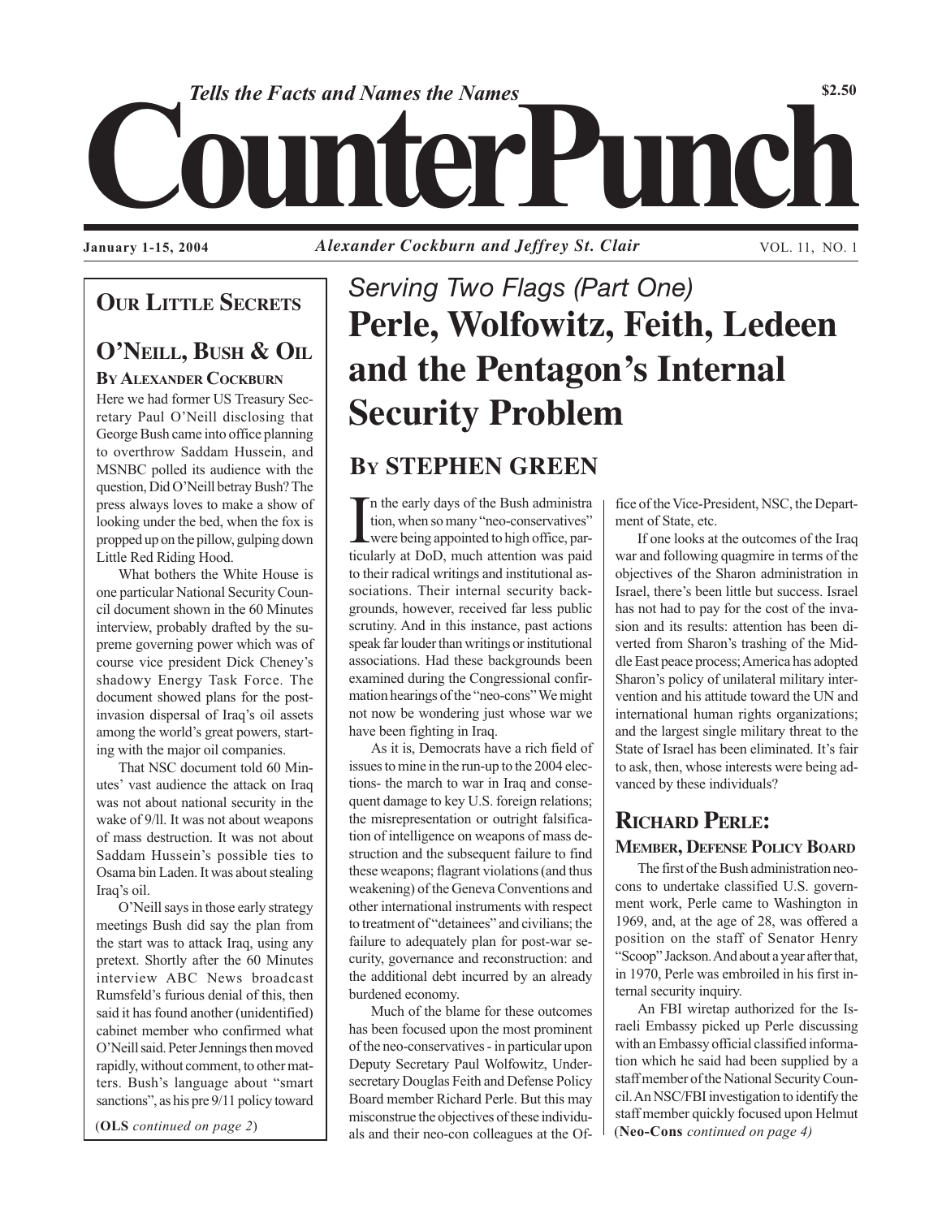*Tells the Facts and Names the Names*

# CounterPunch

$2.50

**January 1-15, 2004** *Alexander Cockburn and Jeffrey St. Clair* VOL. 11, NO. 1

## Our Little Secrets

### O'Neill, Bush & Oil

**By Alexander Cockburn**

Here we had former US Treasury Secretary Paul O'Neill disclosing that George Bush came into office planning to overthrow Saddam Hussein, and MSNBC polled its audience with the question, Did O'Neill betray Bush? The press always loves to make a show of looking under the bed, when the fox is propped up on the pillow, gulping down Little Red Riding Hood.

What bothers the White House is one particular National Security Council document shown in the 60 Minutes interview, probably drafted by the supreme governing power which was of course vice president Dick Cheney's shadowy Energy Task Force. The document showed plans for the post-invasion dispersal of Iraq's oil assets among the world's great powers, starting with the major oil companies.

That NSC document told 60 Minutes' vast audience the attack on Iraq was not about national security in the wake of 9/ll. It was not about weapons of mass destruction. It was not about Saddam Hussein's possible ties to Osama bin Laden. It was about stealing Iraq's oil.

O'Neill says in those early strategy meetings Bush did say the plan from the start was to attack Iraq, using any pretext. Shortly after the 60 Minutes interview ABC News broadcast Rumsfeld's furious denial of this, then said it has found another (unidentified) cabinet member who confirmed what O'Neill said. Peter Jennings then moved rapidly, without comment, to other matters. Bush's language about "smart sanctions", as his pre 9/11 policy toward

(**OLS** *continued on page 2*)

*Serving Two Flags (Part One)*

# Perle, Wolfowitz, Feith, Ledeen and the Pentagon's Internal Security Problem

## By Stephen Green

In the early days of the Bush administration, when so many "neo-conservatives" were being appointed to high office, particularly at DoD, much attention was paid to their radical writings and institutional associations. Their internal security backgrounds, however, received far less public scrutiny. And in this instance, past actions speak far louder than writings or institutional associations. Had these backgrounds been examined during the Congressional confirmation hearings of the "neo-cons" We might not now be wondering just whose war we have been fighting in Iraq.

As it is, Democrats have a rich field of issues to mine in the run-up to the 2004 elections- the march to war in Iraq and consequent damage to key U.S. foreign relations; the misrepresentation or outright falsification of intelligence on weapons of mass destruction and the subsequent failure to find these weapons; flagrant violations (and thus weakening) of the Geneva Conventions and other international instruments with respect to treatment of "detainees" and civilians; the failure to adequately plan for post-war security, governance and reconstruction: and the additional debt incurred by an already burdened economy.

Much of the blame for these outcomes has been focused upon the most prominent of the neo-conservatives - in particular upon Deputy Secretary Paul Wolfowitz, Undersecretary Douglas Feith and Defense Policy Board member Richard Perle. But this may misconstrue the objectives of these individuals and their neo-con colleagues at the Office of the Vice-President, NSC, the Department of State, etc.

If one looks at the outcomes of the Iraq war and following quagmire in terms of the objectives of the Sharon administration in Israel, there's been little but success. Israel has not had to pay for the cost of the invasion and its results: attention has been diverted from Sharon's trashing of the Middle East peace process; America has adopted Sharon's policy of unilateral military intervention and his attitude toward the UN and international human rights organizations; and the largest single military threat to the State of Israel has been eliminated. It's fair to ask, then, whose interests were being advanced by these individuals?

## Richard Perle:

### Member, Defense Policy Board

The first of the Bush administration neocons to undertake classified U.S. government work, Perle came to Washington in 1969, and, at the age of 28, was offered a position on the staff of Senator Henry "Scoop" Jackson. And about a year after that, in 1970, Perle was embroiled in his first internal security inquiry.

An FBI wiretap authorized for the Israeli Embassy picked up Perle discussing with an Embassy official classified information which he said had been supplied by a staff member of the National Security Council. An NSC/FBI investigation to identify the staff member quickly focused upon Helmut

(**Neo-Cons** *continued on page 4)*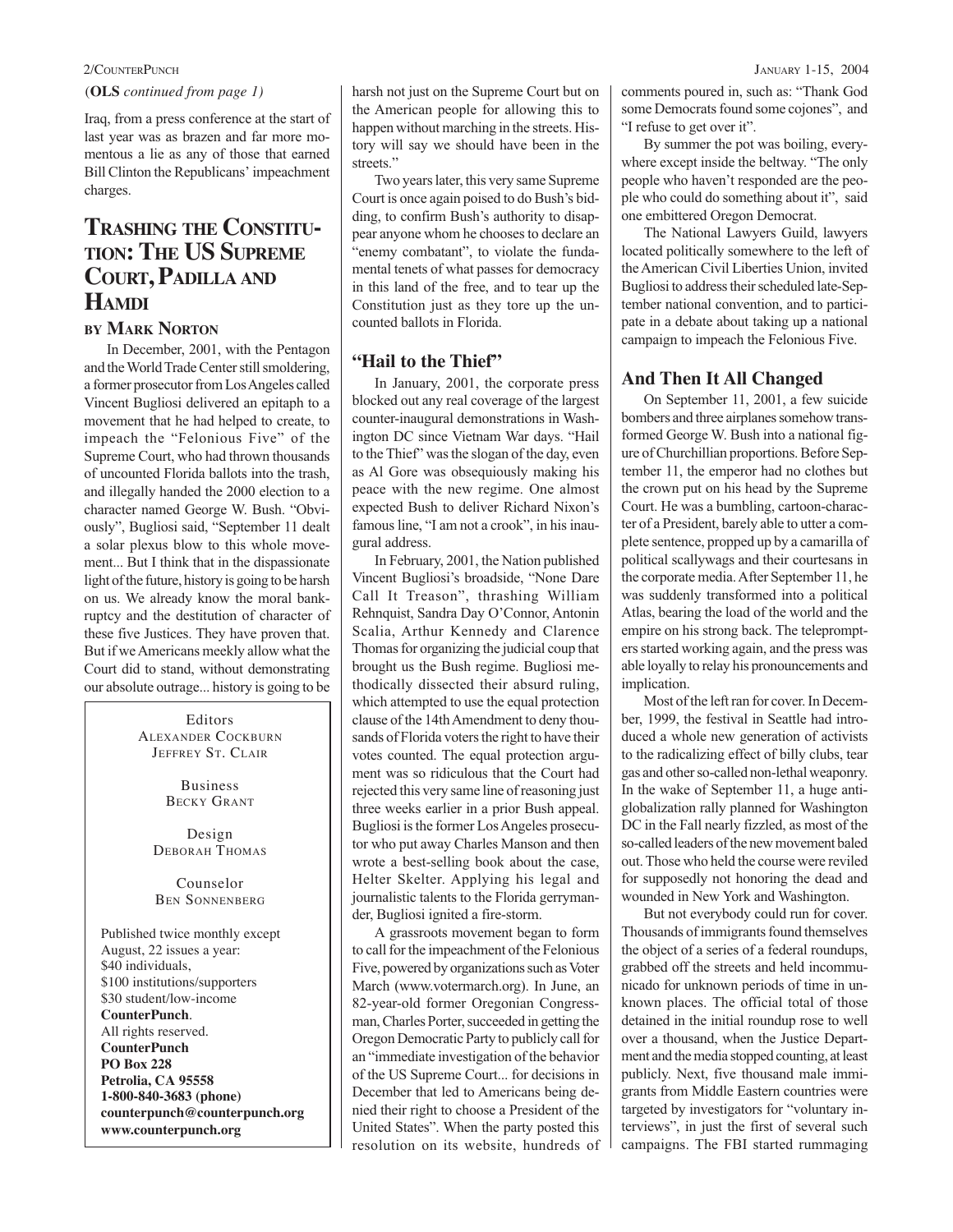(**OLS** *continued from page 1)*

Iraq, from a press conference at the start of last year was as brazen and far more momentous a lie as any of those that earned Bill Clinton the Republicans' impeachment charges.

## Trashing the Constitution: The US Supreme Court, Padilla and Hamdi

### By Mark Norton

In December, 2001, with the Pentagon and the World Trade Center still smoldering, a former prosecutor from Los Angeles called Vincent Bugliosi delivered an epitaph to a movement that he had helped to create, to impeach the "Felonious Five" of the Supreme Court, who had thrown thousands of uncounted Florida ballots into the trash, and illegally handed the 2000 election to a character named George W. Bush. "Obviously", Bugliosi said, "September 11 dealt a solar plexus blow to this whole movement... But I think that in the dispassionate light of the future, history is going to be harsh on us. We already know the moral bankruptcy and the destitution of character of these five Justices. They have proven that. But if we Americans meekly allow what the Court did to stand, without demonstrating our absolute outrage... history is going to be harsh not just on the Supreme Court but on the American people for allowing this to happen without marching in the streets. History will say we should have been in the streets."

Two years later, this very same Supreme Court is once again poised to do Bush's bidding, to confirm Bush's authority to disappear anyone whom he chooses to declare an "enemy combatant", to violate the fundamental tenets of what passes for democracy in this land of the free, and to tear up the Constitution just as they tore up the uncounted ballots in Florida.

### "Hail to the Thief"

In January, 2001, the corporate press blocked out any real coverage of the largest counter-inaugural demonstrations in Washington DC since Vietnam War days. "Hail to the Thief" was the slogan of the day, even as Al Gore was obsequiously making his peace with the new regime. One almost expected Bush to deliver Richard Nixon's famous line, "I am not a crook", in his inaugural address.

In February, 2001, the Nation published Vincent Bugliosi's broadside, "None Dare Call It Treason", thrashing William Rehnquist, Sandra Day O'Connor, Antonin Scalia, Arthur Kennedy and Clarence Thomas for organizing the judicial coup that brought us the Bush regime. Bugliosi methodically dissected their absurd ruling, which attempted to use the equal protection clause of the 14th Amendment to deny thousands of Florida voters the right to have their votes counted. The equal protection argument was so ridiculous that the Court had rejected this very same line of reasoning just three weeks earlier in a prior Bush appeal. Bugliosi is the former Los Angeles prosecutor who put away Charles Manson and then wrote a best-selling book about the case, Helter Skelter. Applying his legal and journalistic talents to the Florida gerrymander, Bugliosi ignited a fire-storm.

A grassroots movement began to form to call for the impeachment of the Felonious Five, powered by organizations such as Voter March (www.votermarch.org). In June, an 82-year-old former Oregonian Congressman, Charles Porter, succeeded in getting the Oregon Democratic Party to publicly call for an "immediate investigation of the behavior of the US Supreme Court... for decisions in December that led to Americans being denied their right to choose a President of the United States". When the party posted this resolution on its website, hundreds of comments poured in, such as: "Thank God some Democrats found some cojones", and "I refuse to get over it".

By summer the pot was boiling, everywhere except inside the beltway. "The only people who haven't responded are the people who could do something about it", said one embittered Oregon Democrat.

The National Lawyers Guild, lawyers located politically somewhere to the left of the American Civil Liberties Union, invited Bugliosi to address their scheduled late-September national convention, and to participate in a debate about taking up a national campaign to impeach the Felonious Five.

### And Then It All Changed

On September 11, 2001, a few suicide bombers and three airplanes somehow transformed George W. Bush into a national figure of Churchillian proportions. Before September 11, the emperor had no clothes but the crown put on his head by the Supreme Court. He was a bumbling, cartoon-character of a President, barely able to utter a complete sentence, propped up by a camarilla of political scallywags and their courtesans in the corporate media. After September 11, he was suddenly transformed into a political Atlas, bearing the load of the world and the empire on his strong back. The teleprompters started working again, and the press was able loyally to relay his pronouncements and implication.

Most of the left ran for cover. In December, 1999, the festival in Seattle had introduced a whole new generation of activists to the radicalizing effect of billy clubs, tear gas and other so-called non-lethal weaponry. In the wake of September 11, a huge anti-globalization rally planned for Washington DC in the Fall nearly fizzled, as most of the so-called leaders of the new movement baled out. Those who held the course were reviled for supposedly not honoring the dead and wounded in New York and Washington.

But not everybody could run for cover. Thousands of immigrants found themselves the object of a series of a federal roundups, grabbed off the streets and held incommunicado for unknown periods of time in unknown places. The official total of those detained in the initial roundup rose to well over a thousand, when the Justice Department and the media stopped counting, at least publicly. Next, five thousand male immigrants from Middle Eastern countries were targeted by investigators for "voluntary interviews", in just the first of several such campaigns. The FBI started rummaging

---

Editors
ALEXANDER COCKBURN
JEFFREY ST. CLAIR

Business
BECKY GRANT

Design
DEBORAH THOMAS

Counselor
BEN SONNENBERG

Published twice monthly except August, 22 issues a year:
$40 individuals,
$100 institutions/supporters
$30 student/low-income
**CounterPunch**.
All rights reserved.
**CounterPunch**
**PO Box 228**
**Petrolia, CA 95558**
**1-800-840-3683 (phone)**
**counterpunch@counterpunch.org**
**www.counterpunch.org**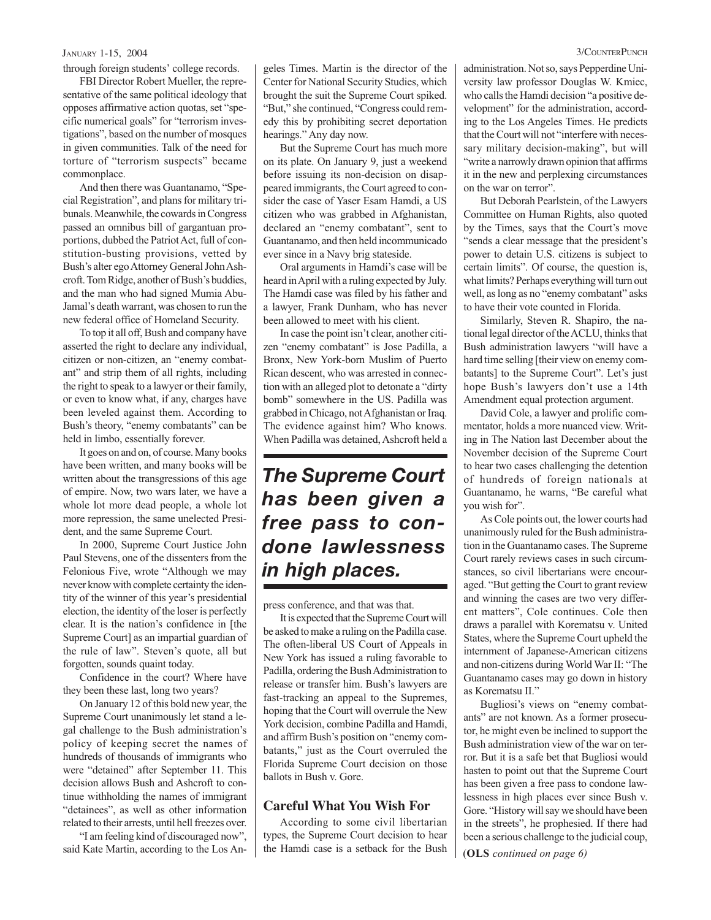through foreign students' college records.

FBI Director Robert Mueller, the representative of the same political ideology that opposes affirmative action quotas, set "specific numerical goals" for "terrorism investigations", based on the number of mosques in given communities. Talk of the need for torture of "terrorism suspects" became commonplace.

And then there was Guantanamo, "Special Registration", and plans for military tribunals. Meanwhile, the cowards in Congress passed an omnibus bill of gargantuan proportions, dubbed the Patriot Act, full of constitution-busting provisions, vetted by Bush's alter ego Attorney General John Ashcroft. Tom Ridge, another of Bush's buddies, and the man who had signed Mumia Abu-Jamal's death warrant, was chosen to run the new federal office of Homeland Security.

To top it all off, Bush and company have asserted the right to declare any individual, citizen or non-citizen, an "enemy combatant" and strip them of all rights, including the right to speak to a lawyer or their family, or even to know what, if any, charges have been leveled against them. According to Bush's theory, "enemy combatants" can be held in limbo, essentially forever.

It goes on and on, of course. Many books have been written, and many books will be written about the transgressions of this age of empire. Now, two wars later, we have a whole lot more dead people, a whole lot more repression, the same unelected President, and the same Supreme Court.

In 2000, Supreme Court Justice John Paul Stevens, one of the dissenters from the Felonious Five, wrote "Although we may never know with complete certainty the identity of the winner of this year's presidential election, the identity of the loser is perfectly clear. It is the nation's confidence in [the Supreme Court] as an impartial guardian of the rule of law". Steven's quote, all but forgotten, sounds quaint today.

Confidence in the court? Where have they been these last, long two years?

On January 12 of this bold new year, the Supreme Court unanimously let stand a legal challenge to the Bush administration's policy of keeping secret the names of hundreds of thousands of immigrants who were "detained" after September 11. This decision allows Bush and Ashcroft to continue withholding the names of immigrant "detainees", as well as other information related to their arrests, until hell freezes over.

"I am feeling kind of discouraged now", said Kate Martin, according to the Los Angeles Times. Martin is the director of the Center for National Security Studies, which brought the suit the Supreme Court spiked. "But," she continued, "Congress could remedy this by prohibiting secret deportation hearings." Any day now.

But the Supreme Court has much more on its plate. On January 9, just a weekend before issuing its non-decision on disappeared immigrants, the Court agreed to consider the case of Yaser Esam Hamdi, a US citizen who was grabbed in Afghanistan, declared an "enemy combatant", sent to Guantanamo, and then held incommunicado ever since in a Navy brig stateside.

Oral arguments in Hamdi's case will be heard in April with a ruling expected by July. The Hamdi case was filed by his father and a lawyer, Frank Dunham, who has never been allowed to meet with his client.

In case the point isn't clear, another citizen "enemy combatant" is Jose Padilla, a Bronx, New York-born Muslim of Puerto Rican descent, who was arrested in connection with an alleged plot to detonate a "dirty bomb" somewhere in the US. Padilla was grabbed in Chicago, not Afghanistan or Iraq. The evidence against him? Who knows. When Padilla was detained, Ashcroft held a press conference, and that was that.

> ***The Supreme Court has been given a free pass to condone lawlessness in high places.***

It is expected that the Supreme Court will be asked to make a ruling on the Padilla case. The often-liberal US Court of Appeals in New York has issued a ruling favorable to Padilla, ordering the Bush Administration to release or transfer him. Bush's lawyers are fast-tracking an appeal to the Supremes, hoping that the Court will overrule the New York decision, combine Padilla and Hamdi, and affirm Bush's position on "enemy combatants," just as the Court overruled the Florida Supreme Court decision on those ballots in Bush v. Gore.

## Careful What You Wish For

According to some civil libertarian types, the Supreme Court decision to hear the Hamdi case is a setback for the Bush administration. Not so, says Pepperdine University law professor Douglas W. Kmiec, who calls the Hamdi decision "a positive development" for the administration, according to the Los Angeles Times. He predicts that the Court will not "interfere with necessary military decision-making", but will "write a narrowly drawn opinion that affirms it in the new and perplexing circumstances on the war on terror".

But Deborah Pearlstein, of the Lawyers Committee on Human Rights, also quoted by the Times, says that the Court's move "sends a clear message that the president's power to detain U.S. citizens is subject to certain limits". Of course, the question is, what limits? Perhaps everything will turn out well, as long as no "enemy combatant" asks to have their vote counted in Florida.

Similarly, Steven R. Shapiro, the national legal director of the ACLU, thinks that Bush administration lawyers "will have a hard time selling [their view on enemy combatants] to the Supreme Court". Let's just hope Bush's lawyers don't use a 14th Amendment equal protection argument.

David Cole, a lawyer and prolific commentator, holds a more nuanced view. Writing in The Nation last December about the November decision of the Supreme Court to hear two cases challenging the detention of hundreds of foreign nationals at Guantanamo, he warns, "Be careful what you wish for".

As Cole points out, the lower courts had unanimously ruled for the Bush administration in the Guantanamo cases. The Supreme Court rarely reviews cases in such circumstances, so civil libertarians were encouraged. "But getting the Court to grant review and winning the cases are two very different matters", Cole continues. Cole then draws a parallel with Korematsu v. United States, where the Supreme Court upheld the internment of Japanese-American citizens and non-citizens during World War II: "The Guantanamo cases may go down in history as Korematsu II."

Bugliosi's views on "enemy combatants" are not known. As a former prosecutor, he might even be inclined to support the Bush administration view of the war on terror. But it is a safe bet that Bugliosi would hasten to point out that the Supreme Court has been given a free pass to condone lawlessness in high places ever since Bush v. Gore. "History will say we should have been in the streets", he prophesied. If there had been a serious challenge to the judicial coup,

(**OLS** *continued on page 6)*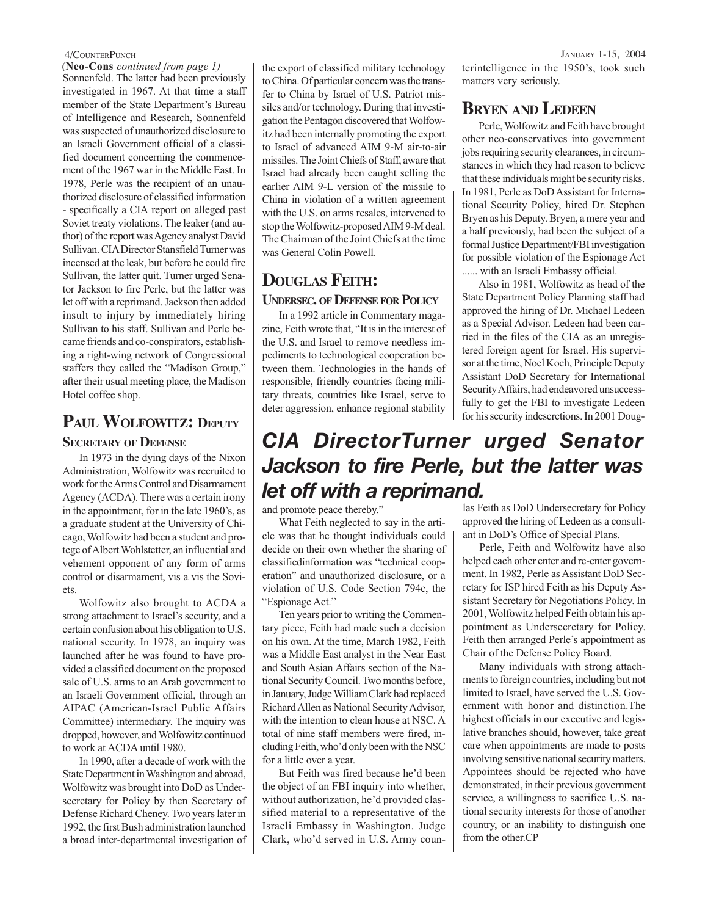(**Neo-Cons** *continued from page 1*)
Sonnenfeld. The latter had been previously investigated in 1967. At that time a staff member of the State Department's Bureau of Intelligence and Research, Sonnenfeld was suspected of unauthorized disclosure to an Israeli Government official of a classified document concerning the commencement of the 1967 war in the Middle East. In 1978, Perle was the recipient of an unauthorized disclosure of classified information - specifically a CIA report on alleged past Soviet treaty violations. The leaker (and author) of the report was Agency analyst David Sullivan. CIA Director Stansfield Turner was incensed at the leak, but before he could fire Sullivan, the latter quit. Turner urged Senator Jackson to fire Perle, but the latter was let off with a reprimand. Jackson then added insult to injury by immediately hiring Sullivan to his staff. Sullivan and Perle became friends and co-conspirators, establishing a right-wing network of Congressional staffers they called the "Madison Group," after their usual meeting place, the Madison Hotel coffee shop.

## Paul Wolfowitz: Deputy Secretary of Defense

In 1973 in the dying days of the Nixon Administration, Wolfowitz was recruited to work for the Arms Control and Disarmament Agency (ACDA). There was a certain irony in the appointment, for in the late 1960's, as a graduate student at the University of Chicago, Wolfowitz had been a student and protege of Albert Wohlstetter, an influential and vehement opponent of any form of arms control or disarmament, vis a vis the Soviets.

Wolfowitz also brought to ACDA a strong attachment to Israel's security, and a certain confusion about his obligation to U.S. national security. In 1978, an inquiry was launched after he was found to have provided a classified document on the proposed sale of U.S. arms to an Arab government to an Israeli Government official, through an AIPAC (American-Israel Public Affairs Committee) intermediary. The inquiry was dropped, however, and Wolfowitz continued to work at ACDA until 1980.

In 1990, after a decade of work with the State Department in Washington and abroad, Wolfowitz was brought into DoD as Undersecretary for Policy by then Secretary of Defense Richard Cheney. Two years later in 1992, the first Bush administration launched a broad inter-departmental investigation of the export of classified military technology to China. Of particular concern was the transfer to China by Israel of U.S. Patriot missiles and/or technology. During that investigation the Pentagon discovered that Wolfowitz had been internally promoting the export to Israel of advanced AIM 9-M air-to-air missiles. The Joint Chiefs of Staff, aware that Israel had already been caught selling the earlier AIM 9-L version of the missile to China in violation of a written agreement with the U.S. on arms resales, intervened to stop the Wolfowitz-proposed AIM 9-M deal. The Chairman of the Joint Chiefs at the time was General Colin Powell.

## Douglas Feith: Undersec. of Defense for Policy

In a 1992 article in Commentary magazine, Feith wrote that, "It is in the interest of the U.S. and Israel to remove needless impediments to technological cooperation between them. Technologies in the hands of responsible, friendly countries facing military threats, countries like Israel, serve to deter aggression, enhance regional stability and promote peace thereby."

***CIA DirectorTurner urged Senator Jackson to fire Perle, but the latter was let off with a reprimand.***

What Feith neglected to say in the article was that he thought individuals could decide on their own whether the sharing of classifiedinformation was "technical cooperation" and unauthorized disclosure, or a violation of U.S. Code Section 794c, the "Espionage Act."

Ten years prior to writing the Commentary piece, Feith had made such a decision on his own. At the time, March 1982, Feith was a Middle East analyst in the Near East and South Asian Affairs section of the National Security Council. Two months before, in January, Judge William Clark had replaced Richard Allen as National Security Advisor, with the intention to clean house at NSC. A total of nine staff members were fired, including Feith, who'd only been with the NSC for a little over a year.

But Feith was fired because he'd been the object of an FBI inquiry into whether, without authorization, he'd provided classified material to a representative of the Israeli Embassy in Washington. Judge Clark, who'd served in U.S. Army counterintelligence in the 1950's, took such matters very seriously.

## Bryen and Ledeen

Perle, Wolfowitz and Feith have brought other neo-conservatives into government jobs requiring security clearances, in circumstances in which they had reason to believe that these individuals might be security risks. In 1981, Perle as DoD Assistant for International Security Policy, hired Dr. Stephen Bryen as his Deputy. Bryen, a mere year and a half previously, had been the subject of a formal Justice Department/FBI investigation for possible violation of the Espionage Act ...... with an Israeli Embassy official.

Also in 1981, Wolfowitz as head of the State Department Policy Planning staff had approved the hiring of Dr. Michael Ledeen as a Special Advisor. Ledeen had been carried in the files of the CIA as an unregistered foreign agent for Israel. His supervisor at the time, Noel Koch, Principle Deputy Assistant DoD Secretary for International Security Affairs, had endeavored unsuccessfully to get the FBI to investigate Ledeen for his security indescretions. In 2001 Douglas Feith as DoD Undersecretary for Policy approved the hiring of Ledeen as a consultant in DoD's Office of Special Plans.

Perle, Feith and Wolfowitz have also helped each other enter and re-enter government. In 1982, Perle as Assistant DoD Secretary for ISP hired Feith as his Deputy Assistant Secretary for Negotiations Policy. In 2001, Wolfowitz helped Feith obtain his appointment as Undersecretary for Policy. Feith then arranged Perle's appointment as Chair of the Defense Policy Board.

Many individuals with strong attachments to foreign countries, including but not limited to Israel, have served the U.S. Government with honor and distinction.The highest officials in our executive and legislative branches should, however, take great care when appointments are made to posts involving sensitive national security matters. Appointees should be rejected who have demonstrated, in their previous government service, a willingness to sacrifice U.S. national security interests for those of another country, or an inability to distinguish one from the other.CP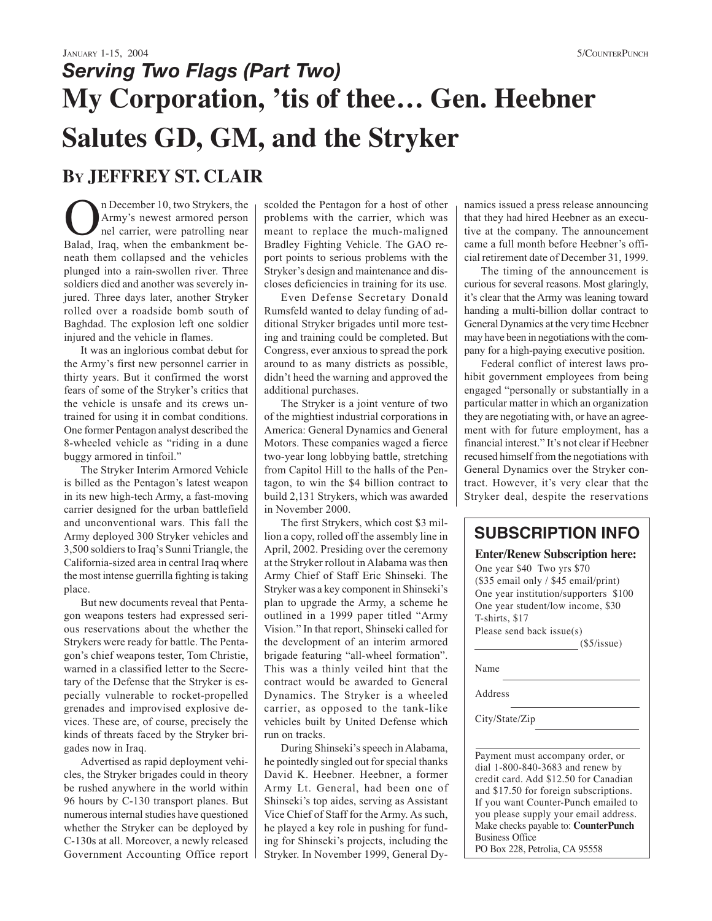## *Serving Two Flags (Part Two)*

# My Corporation, 'tis of thee… Gen. Heebner Salutes GD, GM, and the Stryker

## BY JEFFREY ST. CLAIR

On December 10, two Strykers, the Army's newest armored personnel carrier, were patrolling near Balad, Iraq, when the embankment beneath them collapsed and the vehicles plunged into a rain-swollen river. Three soldiers died and another was severely injured. Three days later, another Stryker rolled over a roadside bomb south of Baghdad. The explosion left one soldier injured and the vehicle in flames.

It was an inglorious combat debut for the Army's first new personnel carrier in thirty years. But it confirmed the worst fears of some of the Stryker's critics that the vehicle is unsafe and its crews untrained for using it in combat conditions. One former Pentagon analyst described the 8-wheeled vehicle as "riding in a dune buggy armored in tinfoil."

The Stryker Interim Armored Vehicle is billed as the Pentagon's latest weapon in its new high-tech Army, a fast-moving carrier designed for the urban battlefield and unconventional wars. This fall the Army deployed 300 Stryker vehicles and 3,500 soldiers to Iraq's Sunni Triangle, the California-sized area in central Iraq where the most intense guerrilla fighting is taking place.

But new documents reveal that Pentagon weapons testers had expressed serious reservations about the whether the Strykers were ready for battle. The Pentagon's chief weapons tester, Tom Christie, warned in a classified letter to the Secretary of the Defense that the Stryker is especially vulnerable to rocket-propelled grenades and improvised explosive devices. These are, of course, precisely the kinds of threats faced by the Stryker brigades now in Iraq.

Advertised as rapid deployment vehicles, the Stryker brigades could in theory be rushed anywhere in the world within 96 hours by C-130 transport planes. But numerous internal studies have questioned whether the Stryker can be deployed by C-130s at all. Moreover, a newly released Government Accounting Office report scolded the Pentagon for a host of other problems with the carrier, which was meant to replace the much-maligned Bradley Fighting Vehicle. The GAO report points to serious problems with the Stryker's design and maintenance and discloses deficiencies in training for its use.

Even Defense Secretary Donald Rumsfeld wanted to delay funding of additional Stryker brigades until more testing and training could be completed. But Congress, ever anxious to spread the pork around to as many districts as possible, didn't heed the warning and approved the additional purchases.

The Stryker is a joint venture of two of the mightiest industrial corporations in America: General Dynamics and General Motors. These companies waged a fierce two-year long lobbying battle, stretching from Capitol Hill to the halls of the Pentagon, to win the $4 billion contract to build 2,131 Strykers, which was awarded in November 2000.

The first Strykers, which cost $3 million a copy, rolled off the assembly line in April, 2002. Presiding over the ceremony at the Stryker rollout in Alabama was then Army Chief of Staff Eric Shinseki. The Stryker was a key component in Shinseki's plan to upgrade the Army, a scheme he outlined in a 1999 paper titled "Army Vision." In that report, Shinseki called for the development of an interim armored brigade featuring "all-wheel formation". This was a thinly veiled hint that the contract would be awarded to General Dynamics. The Stryker is a wheeled carrier, as opposed to the tank-like vehicles built by United Defense which run on tracks.

During Shinseki's speech in Alabama, he pointedly singled out for special thanks David K. Heebner. Heebner, a former Army Lt. General, had been one of Shinseki's top aides, serving as Assistant Vice Chief of Staff for the Army. As such, he played a key role in pushing for funding for Shinseki's projects, including the Stryker. In November 1999, General Dynamics issued a press release announcing that they had hired Heebner as an executive at the company. The announcement came a full month before Heebner's official retirement date of December 31, 1999.

The timing of the announcement is curious for several reasons. Most glaringly, it's clear that the Army was leaning toward handing a multi-billion dollar contract to General Dynamics at the very time Heebner may have been in negotiations with the company for a high-paying executive position.

Federal conflict of interest laws prohibit government employees from being engaged "personally or substantially in a particular matter in which an organization they are negotiating with, or have an agreement with for future employment, has a financial interest." It's not clear if Heebner recused himself from the negotiations with General Dynamics over the Stryker contract. However, it's very clear that the Stryker deal, despite the reservations

## SUBSCRIPTION INFO

**Enter/Renew Subscription here:**

One year $40 Two yrs $70
($35 email only / $45 email/print)
One year institution/supporters $100
One year student/low income, $30
T-shirts, $17
Please send back issue(s) ____________ ($5/issue)

Name ____________

Address ____________

City/State/Zip ____________

Payment must accompany order, or dial 1-800-840-3683 and renew by credit card. Add $12.50 for Canadian and $17.50 for foreign subscriptions. If you want Counter-Punch emailed to you please supply your email address. Make checks payable to: **CounterPunch** Business Office
PO Box 228, Petrolia, CA 95558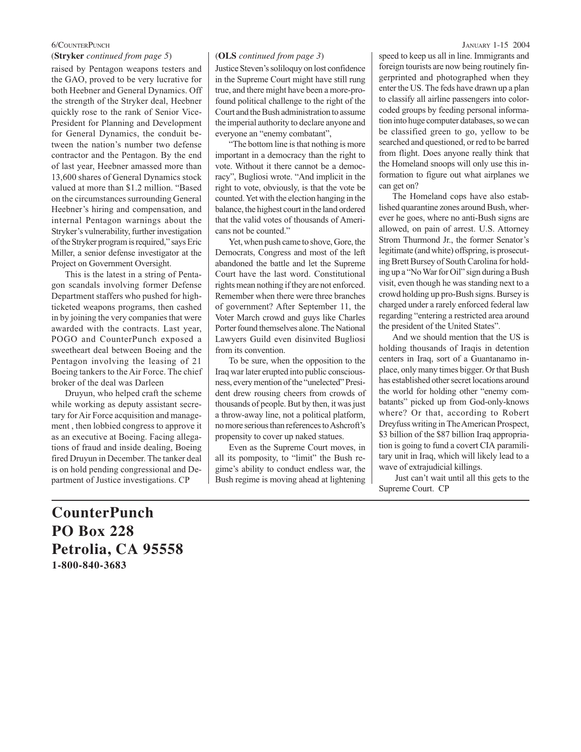(**Stryker** *continued from page 5*)

raised by Pentagon weapons testers and the GAO, proved to be very lucrative for both Heebner and General Dynamics. Off the strength of the Stryker deal, Heebner quickly rose to the rank of Senior Vice-President for Planning and Development for General Dynamics, the conduit between the nation's number two defense contractor and the Pentagon. By the end of last year, Heebner amassed more than 13,600 shares of General Dynamics stock valued at more than $1.2 million. "Based on the circumstances surrounding General Heebner's hiring and compensation, and internal Pentagon warnings about the Stryker's vulnerability, further investigation of the Stryker program is required," says Eric Miller, a senior defense investigator at the Project on Government Oversight.

This is the latest in a string of Pentagon scandals involving former Defense Department staffers who pushed for high-ticketed weapons programs, then cashed in by joining the very companies that were awarded with the contracts. Last year, POGO and CounterPunch exposed a sweetheart deal between Boeing and the Pentagon involving the leasing of 21 Boeing tankers to the Air Force. The chief broker of the deal was Darleen

Druyun, who helped craft the scheme while working as deputy assistant secretary for Air Force acquisition and management , then lobbied congress to approve it as an executive at Boeing. Facing allegations of fraud and inside dealing, Boeing fired Druyun in December. The tanker deal is on hold pending congressional and Department of Justice investigations. CP

(**OLS** *continued from page 3*)

Justice Steven's soliloquy on lost confidence in the Supreme Court might have still rung true, and there might have been a more-profound political challenge to the right of the Court and the Bush administration to assume the imperial authority to declare anyone and everyone an "enemy combatant",

"The bottom line is that nothing is more important in a democracy than the right to vote. Without it there cannot be a democracy", Bugliosi wrote. "And implicit in the right to vote, obviously, is that the vote be counted. Yet with the election hanging in the balance, the highest court in the land ordered that the valid votes of thousands of Americans not be counted."

Yet, when push came to shove, Gore, the Democrats, Congress and most of the left abandoned the battle and let the Supreme Court have the last word. Constitutional rights mean nothing if they are not enforced. Remember when there were three branches of government? After September 11, the Voter March crowd and guys like Charles Porter found themselves alone. The National Lawyers Guild even disinvited Bugliosi from its convention.

To be sure, when the opposition to the Iraq war later erupted into public consciousness, every mention of the "unelected" President drew rousing cheers from crowds of thousands of people. But by then, it was just a throw-away line, not a political platform, no more serious than references to Ashcroft's propensity to cover up naked statues.

Even as the Supreme Court moves, in all its pomposity, to "limit" the Bush regime's ability to conduct endless war, the Bush regime is moving ahead at lightening speed to keep us all in line. Immigrants and foreign tourists are now being routinely fingerprinted and photographed when they enter the US. The feds have drawn up a plan to classify all airline passengers into color-coded groups by feeding personal information into huge computer databases, so we can be classified green to go, yellow to be searched and questioned, or red to be barred from flight. Does anyone really think that the Homeland snoops will only use this information to figure out what airplanes we can get on?

The Homeland cops have also established quarantine zones around Bush, wherever he goes, where no anti-Bush signs are allowed, on pain of arrest. U.S. Attorney Strom Thurmond Jr., the former Senator's legitimate (and white) offspring, is prosecuting Brett Bursey of South Carolina for holding up a "No War for Oil" sign during a Bush visit, even though he was standing next to a crowd holding up pro-Bush signs. Bursey is charged under a rarely enforced federal law regarding "entering a restricted area around the president of the United States".

And we should mention that the US is holding thousands of Iraqis in detention centers in Iraq, sort of a Guantanamo in-place, only many times bigger. Or that Bush has established other secret locations around the world for holding other "enemy combatants" picked up from God-only-knows where? Or that, according to Robert Dreyfuss writing in The American Prospect, $3 billion of the $87 billion Iraq appropriation is going to fund a covert CIA paramilitary unit in Iraq, which will likely lead to a wave of extrajudicial killings.

Just can't wait until all this gets to the Supreme Court. CP

**CounterPunch**
**PO Box 228**
**Petrolia, CA 95558**
**1-800-840-3683**